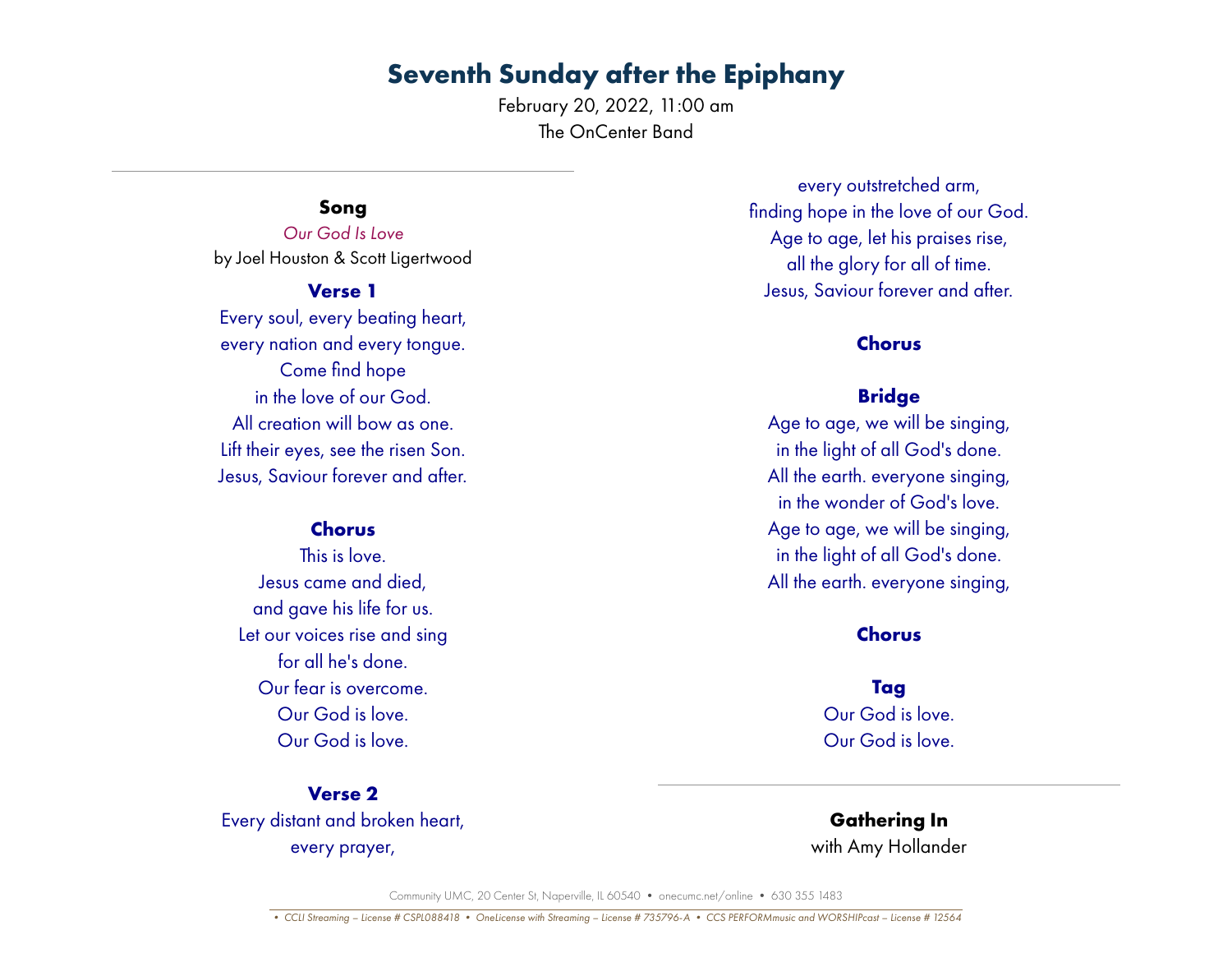# Seventh Sunday after the Epiphany

February 20, 2022, 11:00 am

The OnCenter Band

---

### Song

*Our God Is Love*

by Joel Houston & Scott Ligertwood

**Verse 1**

Every soul, every beating heart,
every nation and every tongue.
Come find hope
in the love of our God.
All creation will bow as one.
Lift their eyes, see the risen Son.
Jesus, Saviour forever and after.

**Chorus**

This is love.
Jesus came and died,
and gave his life for us.
Let our voices rise and sing
for all he's done.
Our fear is overcome.
Our God is love.
Our God is love.

**Verse 2**

Every distant and broken heart,
every prayer,
every outstretched arm,
finding hope in the love of our God.
Age to age, let his praises rise,
all the glory for all of time.
Jesus, Saviour forever and after.

**Chorus**

**Bridge**

Age to age, we will be singing,
in the light of all God's done.
All the earth. everyone singing,
in the wonder of God's love.
Age to age, we will be singing,
in the light of all God's done.
All the earth. everyone singing,

**Chorus**

**Tag**

Our God is love.
Our God is love.

---

### Gathering In

with Amy Hollander

Community UMC, 20 Center St, Naperville, IL 60540 • onecumc.net/online • 630 355 1483

*• CCLI Streaming – License # CSPL088418 • OneLicense with Streaming – License # 735796-A • CCS PERFORMmusic and WORSHIPcast – License # 12564*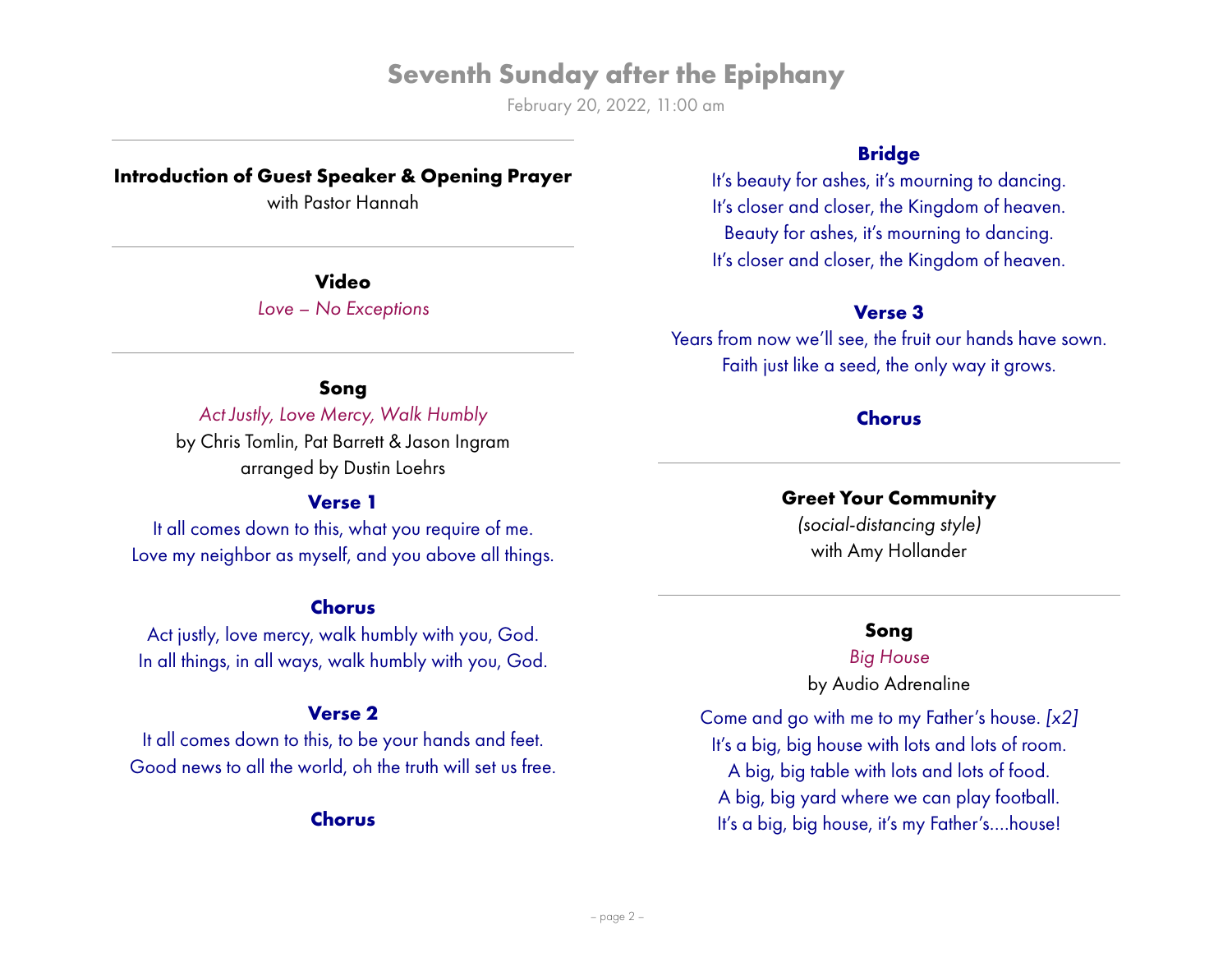# Seventh Sunday after the Epiphany

February 20, 2022, 11:00 am

---

**Introduction of Guest Speaker & Opening Prayer**

with Pastor Hannah

---

**Video**

*Love – No Exceptions*

---

**Song**

*Act Justly, Love Mercy, Walk Humbly*

by Chris Tomlin, Pat Barrett & Jason Ingram
arranged by Dustin Loehrs

**Verse 1**

It all comes down to this, what you require of me.
Love my neighbor as myself, and you above all things.

**Chorus**

Act justly, love mercy, walk humbly with you, God.
In all things, in all ways, walk humbly with you, God.

**Verse 2**

It all comes down to this, to be your hands and feet.
Good news to all the world, oh the truth will set us free.

**Chorus**

**Bridge**

It's beauty for ashes, it's mourning to dancing.
It's closer and closer, the Kingdom of heaven.
Beauty for ashes, it's mourning to dancing.
It's closer and closer, the Kingdom of heaven.

**Verse 3**

Years from now we'll see, the fruit our hands have sown.
Faith just like a seed, the only way it grows.

**Chorus**

---

**Greet Your Community**

*(social-distancing style)*

with Amy Hollander

---

**Song**

*Big House*

by Audio Adrenaline

Come and go with me to my Father's house. *[x2]*
It's a big, big house with lots and lots of room.
A big, big table with lots and lots of food.
A big, big yard where we can play football.
It's a big, big house, it's my Father's....house!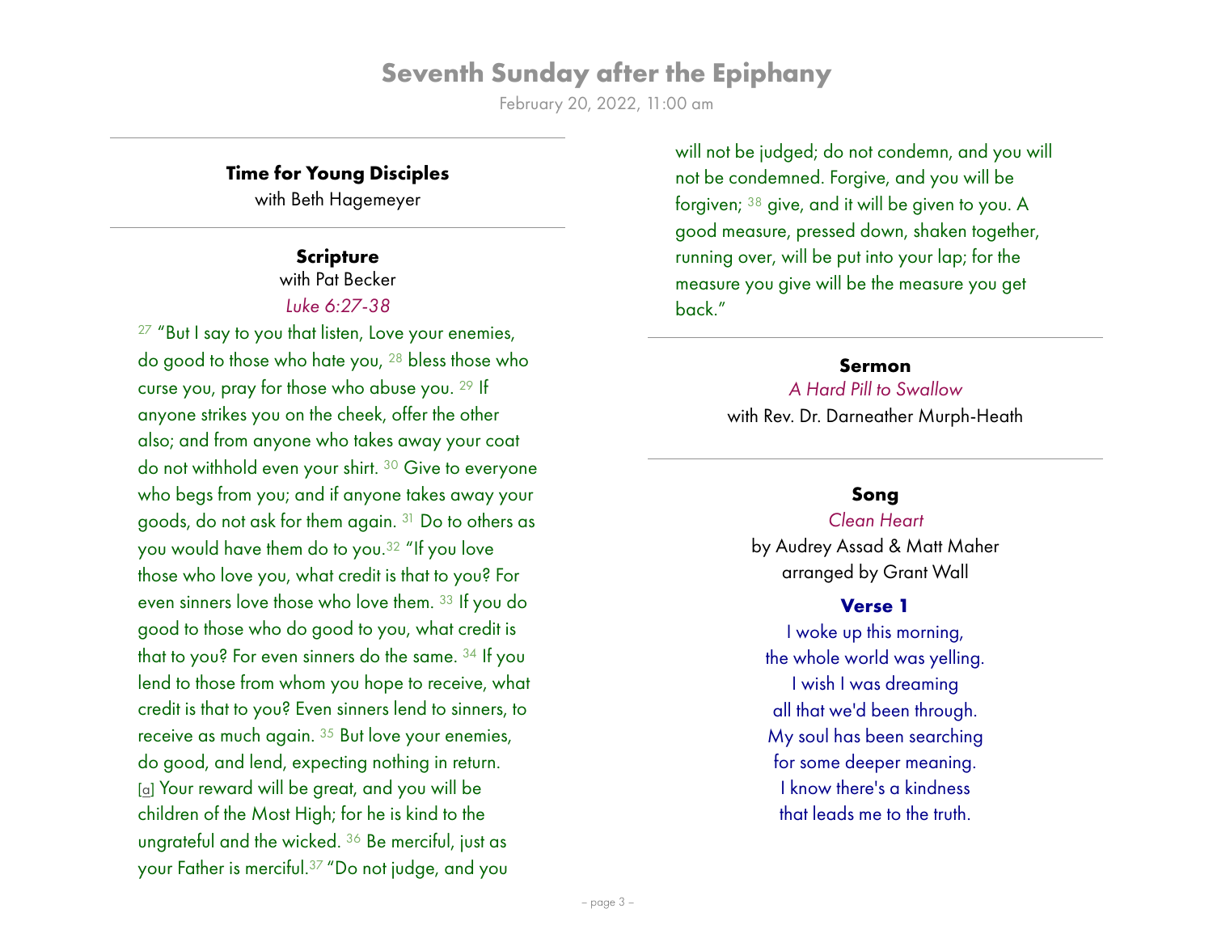# Seventh Sunday after the Epiphany

February 20, 2022, 11:00 am

---

**Time for Young Disciples**

with Beth Hagemeyer

---

**Scripture**

with Pat Becker

*Luke 6:27-38*

[27] "But I say to you that listen, Love your enemies, do good to those who hate you, [28] bless those who curse you, pray for those who abuse you. [29] If anyone strikes you on the cheek, offer the other also; and from anyone who takes away your coat do not withhold even your shirt. [30] Give to everyone who begs from you; and if anyone takes away your goods, do not ask for them again. [31] Do to others as you would have them do to you.[32] "If you love those who love you, what credit is that to you? For even sinners love those who love them. [33] If you do good to those who do good to you, what credit is that to you? For even sinners do the same. [34] If you lend to those from whom you hope to receive, what credit is that to you? Even sinners lend to sinners, to receive as much again. [35] But love your enemies, do good, and lend, expecting nothing in return. [a] Your reward will be great, and you will be children of the Most High; for he is kind to the ungrateful and the wicked. [36] Be merciful, just as your Father is merciful.[37] "Do not judge, and you will not be judged; do not condemn, and you will not be condemned. Forgive, and you will be forgiven; [38] give, and it will be given to you. A good measure, pressed down, shaken together, running over, will be put into your lap; for the measure you give will be the measure you get back."

---

**Sermon**

*A Hard Pill to Swallow*

with Rev. Dr. Darneather Murph-Heath

---

**Song**

*Clean Heart*

by Audrey Assad & Matt Maher

arranged by Grant Wall

**Verse 1**

I woke up this morning,
the whole world was yelling.
I wish I was dreaming
all that we'd been through.
My soul has been searching
for some deeper meaning.
I know there's a kindness
that leads me to the truth.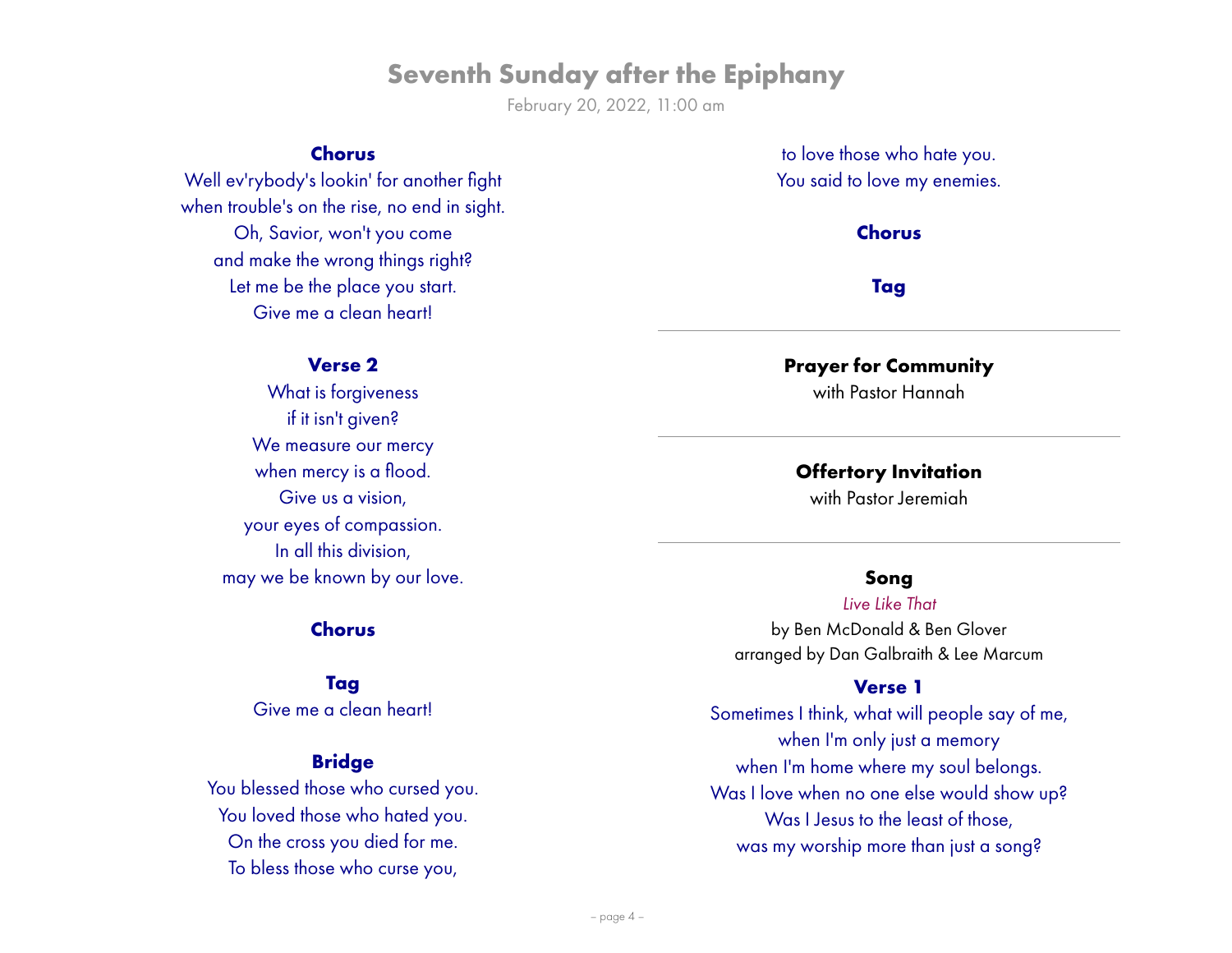# Seventh Sunday after the Epiphany

February 20, 2022, 11:00 am

**Chorus**

Well ev'rybody's lookin' for another fight
when trouble's on the rise, no end in sight.
Oh, Savior, won't you come
and make the wrong things right?
Let me be the place you start.
Give me a clean heart!

**Verse 2**

What is forgiveness
if it isn't given?
We measure our mercy
when mercy is a flood.
Give us a vision,
your eyes of compassion.
In all this division,
may we be known by our love.

**Chorus**

**Tag**

Give me a clean heart!

**Bridge**

You blessed those who cursed you.
You loved those who hated you.
On the cross you died for me.
To bless those who curse you,
to love those who hate you.
You said to love my enemies.

**Chorus**

**Tag**

---

**Prayer for Community**

with Pastor Hannah

---

**Offertory Invitation**

with Pastor Jeremiah

---

**Song**

*Live Like That*

by Ben McDonald & Ben Glover
arranged by Dan Galbraith & Lee Marcum

**Verse 1**

Sometimes I think, what will people say of me,
when I'm only just a memory
when I'm home where my soul belongs.
Was I love when no one else would show up?
Was I Jesus to the least of those,
was my worship more than just a song?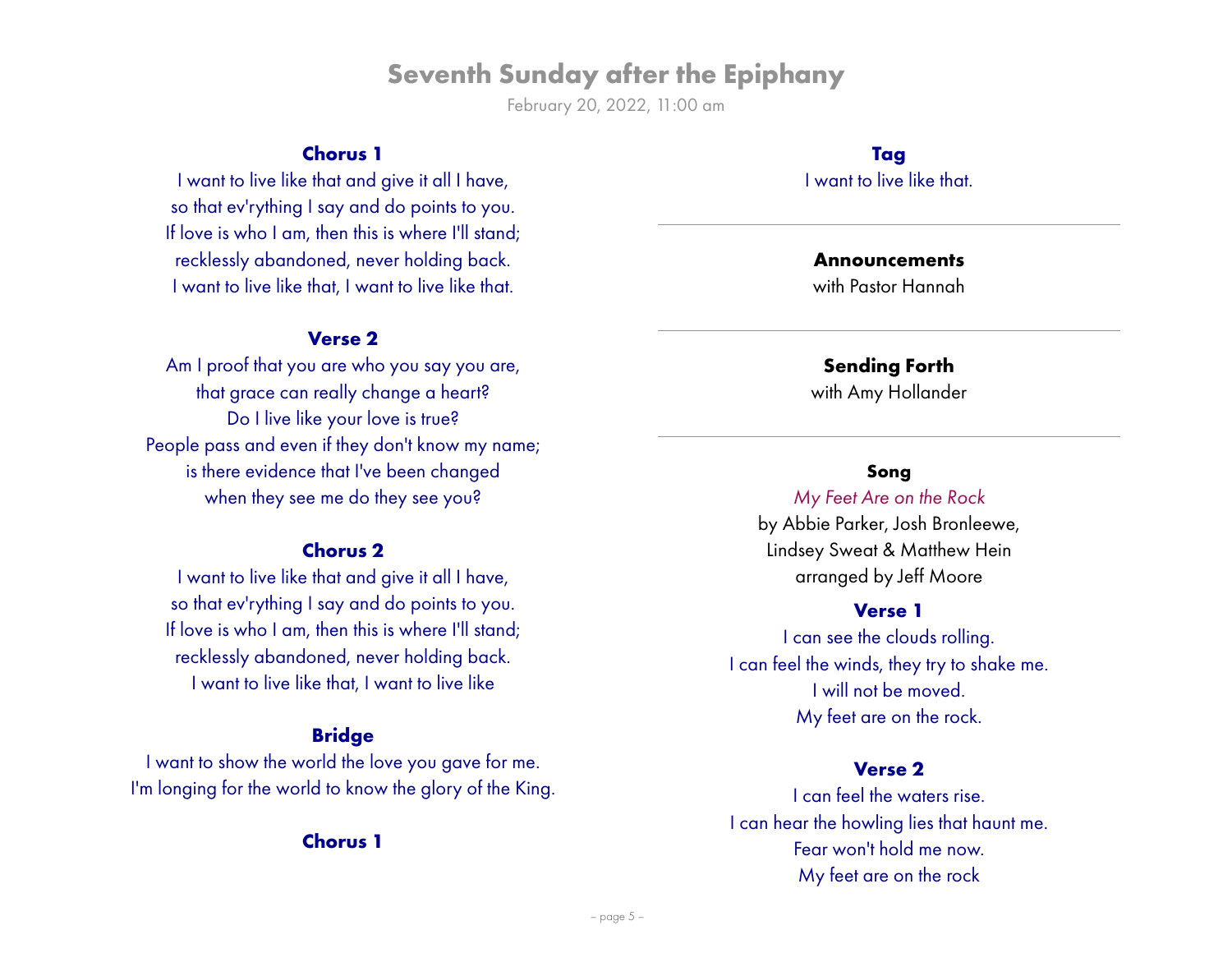**Chorus 1**

I want to live like that and give it all I have,
so that ev'rything I say and do points to you.
If love is who I am, then this is where I'll stand;
recklessly abandoned, never holding back.
I want to live like that, I want to live like that.

**Verse 2**

Am I proof that you are who you say you are,
that grace can really change a heart?
Do I live like your love is true?
People pass and even if they don't know my name;
is there evidence that I've been changed
when they see me do they see you?

**Chorus 2**

I want to live like that and give it all I have,
so that ev'rything I say and do points to you.
If love is who I am, then this is where I'll stand;
recklessly abandoned, never holding back.
I want to live like that, I want to live like

**Bridge**

I want to show the world the love you gave for me.
I'm longing for the world to know the glory of the King.

**Chorus 1**

**Tag**

I want to live like that.

---

## Announcements

with Pastor Hannah

---

## Sending Forth

with Amy Hollander

---

### Song

*My Feet Are on the Rock*
by Abbie Parker, Josh Bronleewe,
Lindsey Sweat & Matthew Hein
arranged by Jeff Moore

**Verse 1**

I can see the clouds rolling.
I can feel the winds, they try to shake me.
I will not be moved.
My feet are on the rock.

**Verse 2**

I can feel the waters rise.
I can hear the howling lies that haunt me.
Fear won't hold me now.
My feet are on the rock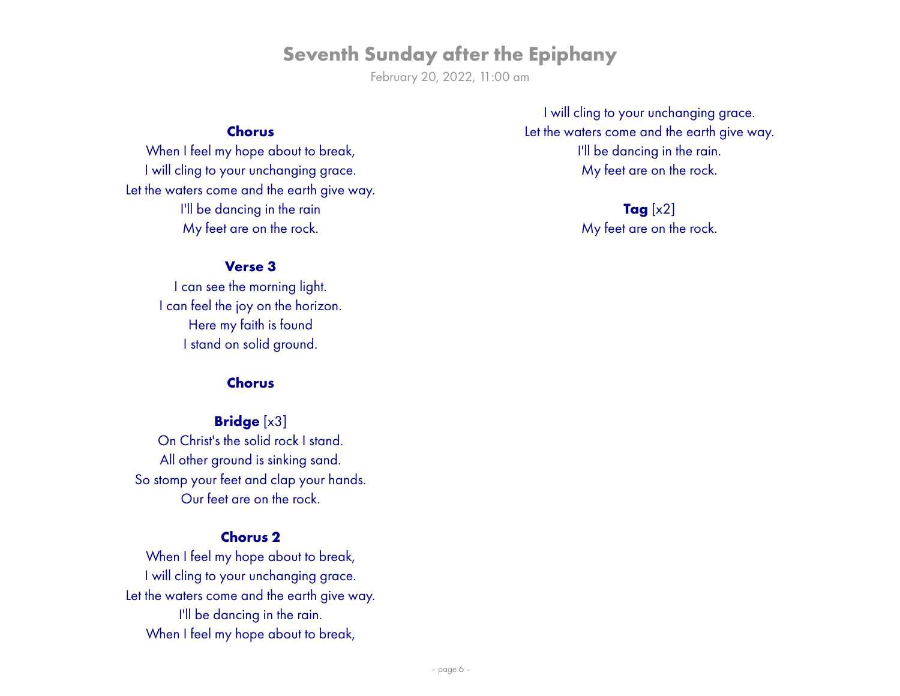# Seventh Sunday after the Epiphany

February 20, 2022, 11:00 am

**Chorus**

When I feel my hope about to break,
I will cling to your unchanging grace.
Let the waters come and the earth give way.
I'll be dancing in the rain
My feet are on the rock.

**Verse 3**

I can see the morning light.
I can feel the joy on the horizon.
Here my faith is found
I stand on solid ground.

**Chorus**

**Bridge** [x3]

On Christ's the solid rock I stand.
All other ground is sinking sand.
So stomp your feet and clap your hands.
Our feet are on the rock.

**Chorus 2**

When I feel my hope about to break,
I will cling to your unchanging grace.
Let the waters come and the earth give way.
I'll be dancing in the rain.
When I feel my hope about to break,
I will cling to your unchanging grace.
Let the waters come and the earth give way.
I'll be dancing in the rain.
My feet are on the rock.

**Tag** [x2]

My feet are on the rock.